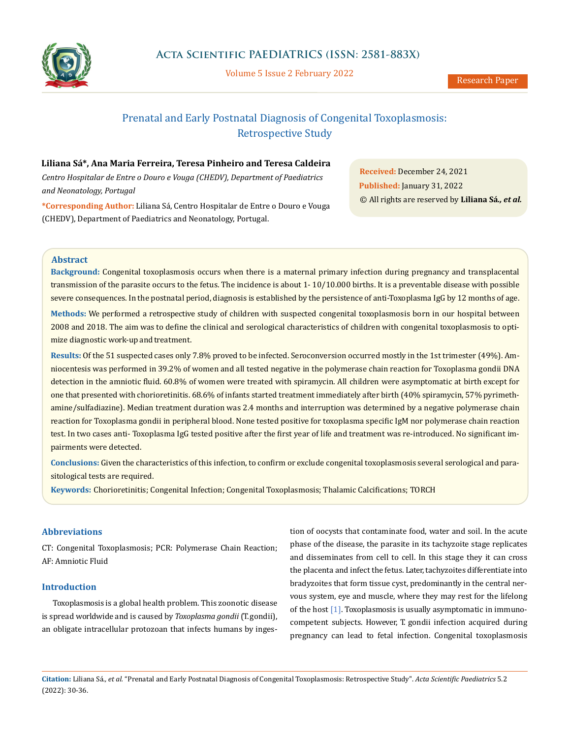# Prenatal and Early Postnatal Diagnosis of Congenital Toxoplasmosis: Retrospective Study

**Liliana Sá*, Ana Maria Ferreira, Teresa Pinheiro and Teresa Caldeira**

*Centro Hospitalar de Entre o Douro e Vouga (CHEDV), Department of Paediatrics and Neonatology, Portugal*

**\*Corresponding Author:** Liliana Sá, Centro Hospitalar de Entre o Douro e Vouga (CHEDV), Department of Paediatrics and Neonatology, Portugal.

**Received:** December 24, 2021
**Published:** January 31, 2022
© All rights are reserved by **Liliana Sá., *et al.***

## Abstract

**Background:** Congenital toxoplasmosis occurs when there is a maternal primary infection during pregnancy and transplacental transmission of the parasite occurs to the fetus. The incidence is about 1- 10/10.000 births. It is a preventable disease with possible severe consequences. In the postnatal period, diagnosis is established by the persistence of anti-Toxoplasma IgG by 12 months of age.

**Methods:** We performed a retrospective study of children with suspected congenital toxoplasmosis born in our hospital between 2008 and 2018. The aim was to define the clinical and serological characteristics of children with congenital toxoplasmosis to optimize diagnostic work-up and treatment.

**Results:** Of the 51 suspected cases only 7.8% proved to be infected. Seroconversion occurred mostly in the 1st trimester (49%). Amniocentesis was performed in 39.2% of women and all tested negative in the polymerase chain reaction for Toxoplasma gondii DNA detection in the amniotic fluid. 60.8% of women were treated with spiramycin. All children were asymptomatic at birth except for one that presented with chorioretinitis. 68.6% of infants started treatment immediately after birth (40% spiramycin, 57% pyrimethamine/sulfadiazine). Median treatment duration was 2.4 months and interruption was determined by a negative polymerase chain reaction for Toxoplasma gondii in peripheral blood. None tested positive for toxoplasma specific IgM nor polymerase chain reaction test. In two cases anti- Toxoplasma IgG tested positive after the first year of life and treatment was re-introduced. No significant impairments were detected.

**Conclusions:** Given the characteristics of this infection, to confirm or exclude congenital toxoplasmosis several serological and parasitological tests are required.

**Keywords:** Chorioretinitis; Congenital Infection; Congenital Toxoplasmosis; Thalamic Calcifications; TORCH

## Abbreviations

CT: Congenital Toxoplasmosis; PCR: Polymerase Chain Reaction; AF: Amniotic Fluid

## Introduction

Toxoplasmosis is a global health problem. This zoonotic disease is spread worldwide and is caused by *Toxoplasma gondii* (T.gondii), an obligate intracellular protozoan that infects humans by ingestion of oocysts that contaminate food, water and soil. In the acute phase of the disease, the parasite in its tachyzoite stage replicates and disseminates from cell to cell. In this stage they it can cross the placenta and infect the fetus. Later, tachyzoites differentiate into bradyzoites that form tissue cyst, predominantly in the central nervous system, eye and muscle, where they may rest for the lifelong of the host [1]. Toxoplasmosis is usually asymptomatic in immunocompetent subjects. However, T. gondii infection acquired during pregnancy can lead to fetal infection. Congenital toxoplasmosis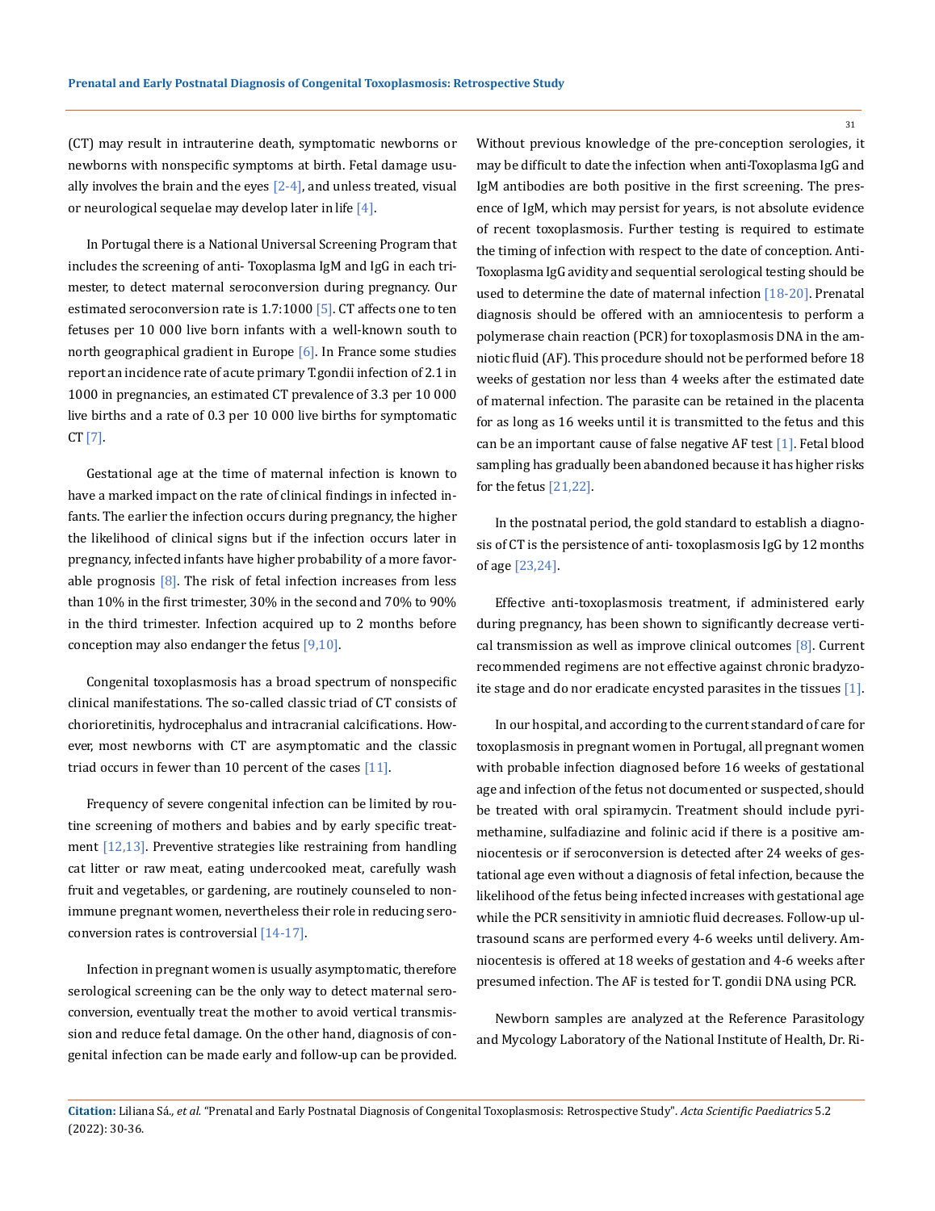(CT) may result in intrauterine death, symptomatic newborns or newborns with nonspecific symptoms at birth. Fetal damage usually involves the brain and the eyes [2-4], and unless treated, visual or neurological sequelae may develop later in life [4].

In Portugal there is a National Universal Screening Program that includes the screening of anti- Toxoplasma IgM and IgG in each trimester, to detect maternal seroconversion during pregnancy. Our estimated seroconversion rate is 1.7:1000 [5]. CT affects one to ten fetuses per 10 000 live born infants with a well-known south to north geographical gradient in Europe [6]. In France some studies report an incidence rate of acute primary T.gondii infection of 2.1 in 1000 in pregnancies, an estimated CT prevalence of 3.3 per 10 000 live births and a rate of 0.3 per 10 000 live births for symptomatic CT [7].

Gestational age at the time of maternal infection is known to have a marked impact on the rate of clinical findings in infected infants. The earlier the infection occurs during pregnancy, the higher the likelihood of clinical signs but if the infection occurs later in pregnancy, infected infants have higher probability of a more favorable prognosis [8]. The risk of fetal infection increases from less than 10% in the first trimester, 30% in the second and 70% to 90% in the third trimester. Infection acquired up to 2 months before conception may also endanger the fetus [9,10].

Congenital toxoplasmosis has a broad spectrum of nonspecific clinical manifestations. The so-called classic triad of CT consists of chorioretinitis, hydrocephalus and intracranial calcifications. However, most newborns with CT are asymptomatic and the classic triad occurs in fewer than 10 percent of the cases [11].

Frequency of severe congenital infection can be limited by routine screening of mothers and babies and by early specific treatment [12,13]. Preventive strategies like restraining from handling cat litter or raw meat, eating undercooked meat, carefully wash fruit and vegetables, or gardening, are routinely counseled to non-immune pregnant women, nevertheless their role in reducing seroconversion rates is controversial [14-17].

Infection in pregnant women is usually asymptomatic, therefore serological screening can be the only way to detect maternal seroconversion, eventually treat the mother to avoid vertical transmission and reduce fetal damage. On the other hand, diagnosis of congenital infection can be made early and follow-up can be provided. Without previous knowledge of the pre-conception serologies, it may be difficult to date the infection when anti-Toxoplasma IgG and IgM antibodies are both positive in the first screening. The presence of IgM, which may persist for years, is not absolute evidence of recent toxoplasmosis. Further testing is required to estimate the timing of infection with respect to the date of conception. Anti-Toxoplasma IgG avidity and sequential serological testing should be used to determine the date of maternal infection [18-20]. Prenatal diagnosis should be offered with an amniocentesis to perform a polymerase chain reaction (PCR) for toxoplasmosis DNA in the amniotic fluid (AF). This procedure should not be performed before 18 weeks of gestation nor less than 4 weeks after the estimated date of maternal infection. The parasite can be retained in the placenta for as long as 16 weeks until it is transmitted to the fetus and this can be an important cause of false negative AF test [1]. Fetal blood sampling has gradually been abandoned because it has higher risks for the fetus [21,22].

In the postnatal period, the gold standard to establish a diagnosis of CT is the persistence of anti- toxoplasmosis IgG by 12 months of age [23,24].

Effective anti-toxoplasmosis treatment, if administered early during pregnancy, has been shown to significantly decrease vertical transmission as well as improve clinical outcomes [8]. Current recommended regimens are not effective against chronic bradyzoite stage and do nor eradicate encysted parasites in the tissues [1].

In our hospital, and according to the current standard of care for toxoplasmosis in pregnant women in Portugal, all pregnant women with probable infection diagnosed before 16 weeks of gestational age and infection of the fetus not documented or suspected, should be treated with oral spiramycin. Treatment should include pyrimethamine, sulfadiazine and folinic acid if there is a positive amniocentesis or if seroconversion is detected after 24 weeks of gestational age even without a diagnosis of fetal infection, because the likelihood of the fetus being infected increases with gestational age while the PCR sensitivity in amniotic fluid decreases. Follow-up ultrasound scans are performed every 4-6 weeks until delivery. Amniocentesis is offered at 18 weeks of gestation and 4-6 weeks after presumed infection. The AF is tested for T. gondii DNA using PCR.

Newborn samples are analyzed at the Reference Parasitology and Mycology Laboratory of the National Institute of Health, Dr. Ri-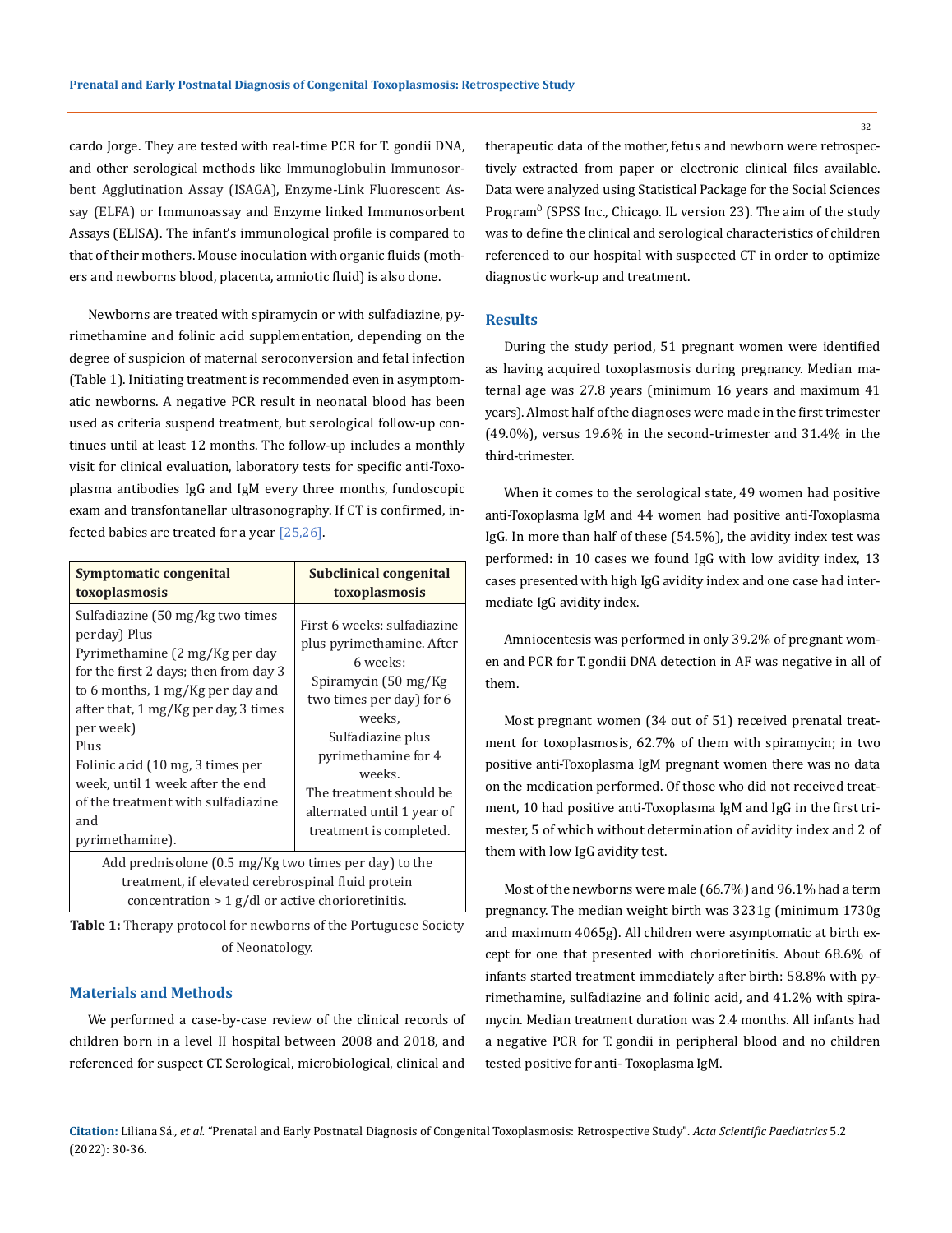cardo Jorge. They are tested with real-time PCR for T. gondii DNA, and other serological methods like Immunoglobulin Immunosorbent Agglutination Assay (ISAGA), Enzyme-Link Fluorescent Assay (ELFA) or Immunoassay and Enzyme linked Immunosorbent Assays (ELISA). The infant's immunological profile is compared to that of their mothers. Mouse inoculation with organic fluids (mothers and newborns blood, placenta, amniotic fluid) is also done.

Newborns are treated with spiramycin or with sulfadiazine, pyrimethamine and folinic acid supplementation, depending on the degree of suspicion of maternal seroconversion and fetal infection (Table 1). Initiating treatment is recommended even in asymptomatic newborns. A negative PCR result in neonatal blood has been used as criteria suspend treatment, but serological follow-up continues until at least 12 months. The follow-up includes a monthly visit for clinical evaluation, laboratory tests for specific anti-Toxoplasma antibodies IgG and IgM every three months, fundoscopic exam and transfontanellar ultrasonography. If CT is confirmed, infected babies are treated for a year [25,26].

| Symptomatic congenital toxoplasmosis | Subclinical congenital toxoplasmosis |
|---|---|
| Sulfadiazine (50 mg/kg two times per day) Plus Pyrimethamine (2 mg/Kg per day for the first 2 days; then from day 3 to 6 months, 1 mg/Kg per day and after that, 1 mg/Kg per day, 3 times per week) Plus Folinic acid (10 mg, 3 times per week, until 1 week after the end of the treatment with sulfadiazine and pyrimethamine). | First 6 weeks: sulfadiazine plus pyrimethamine. After 6 weeks: Spiramycin (50 mg/Kg two times per day) for 6 weeks, Sulfadiazine plus pyrimethamine for 4 weeks. The treatment should be alternated until 1 year of treatment is completed. |
| Add prednisolone (0.5 mg/Kg two times per day) to the treatment, if elevated cerebrospinal fluid protein concentration > 1 g/dl or active chorioretinitis. | |

**Table 1:** Therapy protocol for newborns of the Portuguese Society of Neonatology.

## Materials and Methods

We performed a case-by-case review of the clinical records of children born in a level II hospital between 2008 and 2018, and referenced for suspect CT. Serological, microbiological, clinical and therapeutic data of the mother, fetus and newborn were retrospectively extracted from paper or electronic clinical files available. Data were analyzed using Statistical Package for the Social Sciences Program® (SPSS Inc., Chicago. IL version 23). The aim of the study was to define the clinical and serological characteristics of children referenced to our hospital with suspected CT in order to optimize diagnostic work-up and treatment.

## Results

During the study period, 51 pregnant women were identified as having acquired toxoplasmosis during pregnancy. Median maternal age was 27.8 years (minimum 16 years and maximum 41 years). Almost half of the diagnoses were made in the first trimester (49.0%), versus 19.6% in the second-trimester and 31.4% in the third-trimester.

When it comes to the serological state, 49 women had positive anti-Toxoplasma IgM and 44 women had positive anti-Toxoplasma IgG. In more than half of these (54.5%), the avidity index test was performed: in 10 cases we found IgG with low avidity index, 13 cases presented with high IgG avidity index and one case had intermediate IgG avidity index.

Amniocentesis was performed in only 39.2% of pregnant women and PCR for T. gondii DNA detection in AF was negative in all of them.

Most pregnant women (34 out of 51) received prenatal treatment for toxoplasmosis, 62.7% of them with spiramycin; in two positive anti-Toxoplasma IgM pregnant women there was no data on the medication performed. Of those who did not received treatment, 10 had positive anti-Toxoplasma IgM and IgG in the first trimester, 5 of which without determination of avidity index and 2 of them with low IgG avidity test.

Most of the newborns were male (66.7%) and 96.1% had a term pregnancy. The median weight birth was 3231g (minimum 1730g and maximum 4065g). All children were asymptomatic at birth except for one that presented with chorioretinitis. About 68.6% of infants started treatment immediately after birth: 58.8% with pyrimethamine, sulfadiazine and folinic acid, and 41.2% with spiramycin. Median treatment duration was 2.4 months. All infants had a negative PCR for T. gondii in peripheral blood and no children tested positive for anti- Toxoplasma IgM.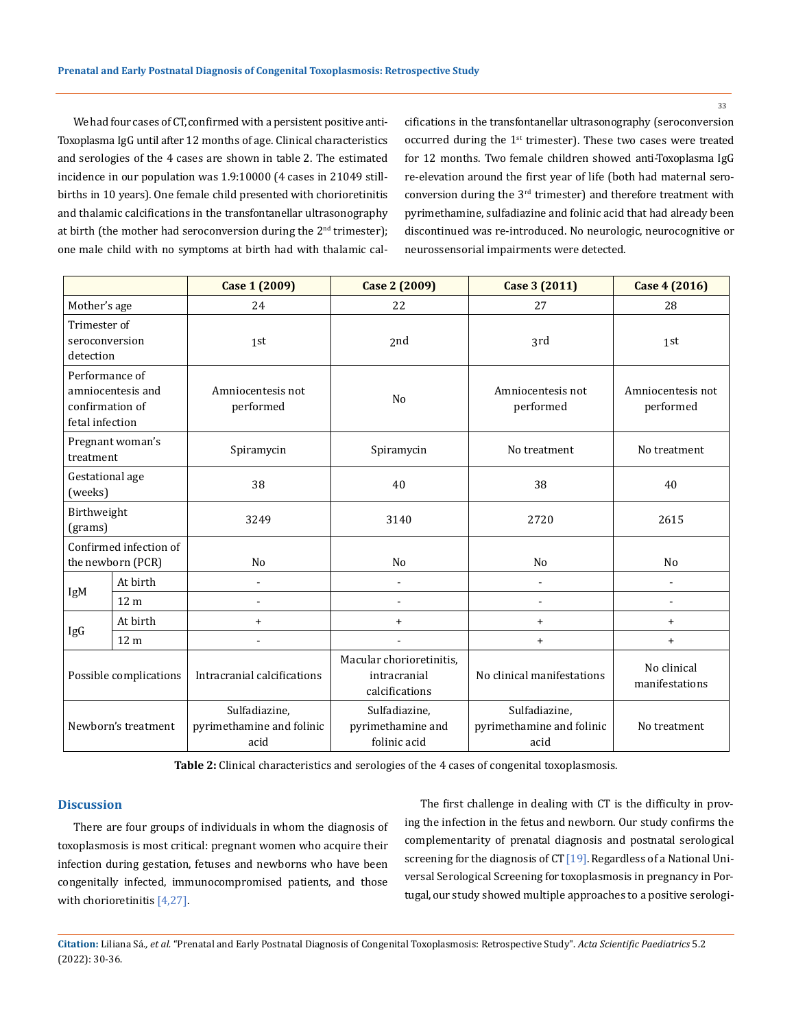We had four cases of CT, confirmed with a persistent positive anti-Toxoplasma IgG until after 12 months of age. Clinical characteristics and serologies of the 4 cases are shown in table 2. The estimated incidence in our population was 1.9:10000 (4 cases in 21049 stillbirths in 10 years). One female child presented with chorioretinitis and thalamic calcifications in the transfontanellar ultrasonography at birth (the mother had seroconversion during the 2nd trimester); one male child with no symptoms at birth had with thalamic calcifications in the transfontanellar ultrasonography (seroconversion occurred during the 1st trimester). These two cases were treated for 12 months. Two female children showed anti-Toxoplasma IgG re-elevation around the first year of life (both had maternal seroconversion during the 3rd trimester) and therefore treatment with pyrimethamine, sulfadiazine and folinic acid that had already been discontinued was re-introduced. No neurologic, neurocognitive or neurossensorial impairments were detected.

| | | Case 1 (2009) | Case 2 (2009) | Case 3 (2011) | Case 4 (2016) |
|---|---|---|---|---|---|
| Mother's age | | 24 | 22 | 27 | 28 |
| Trimester of seroconversion detection | | 1st | 2nd | 3rd | 1st |
| Performance of amniocentesis and confirmation of fetal infection | | Amniocentesis not performed | No | Amniocentesis not performed | Amniocentesis not performed |
| Pregnant woman's treatment | | Spiramycin | Spiramycin | No treatment | No treatment |
| Gestational age (weeks) | | 38 | 40 | 38 | 40 |
| Birthweight (grams) | | 3249 | 3140 | 2720 | 2615 |
| Confirmed infection of the newborn (PCR) | | No | No | No | No |
| IgM | At birth | - | - | - | - |
| | 12 m | - | - | - | - |
| IgG | At birth | + | + | + | + |
| | 12 m | - | - | + | + |
| Possible complications | | Intracranial calcifications | Macular chorioretinitis, intracranial calcifications | No clinical manifestations | No clinical manifestations |
| Newborn's treatment | | Sulfadiazine, pyrimethamine and folinic acid | Sulfadiazine, pyrimethamine and folinic acid | Sulfadiazine, pyrimethamine and folinic acid | No treatment |

**Table 2:** Clinical characteristics and serologies of the 4 cases of congenital toxoplasmosis.

## Discussion

There are four groups of individuals in whom the diagnosis of toxoplasmosis is most critical: pregnant women who acquire their infection during gestation, fetuses and newborns who have been congenitally infected, immunocompromised patients, and those with chorioretinitis [4,27].

The first challenge in dealing with CT is the difficulty in proving the infection in the fetus and newborn. Our study confirms the complementarity of prenatal diagnosis and postnatal serological screening for the diagnosis of CT [19]. Regardless of a National Universal Serological Screening for toxoplasmosis in pregnancy in Portugal, our study showed multiple approaches to a positive serologi-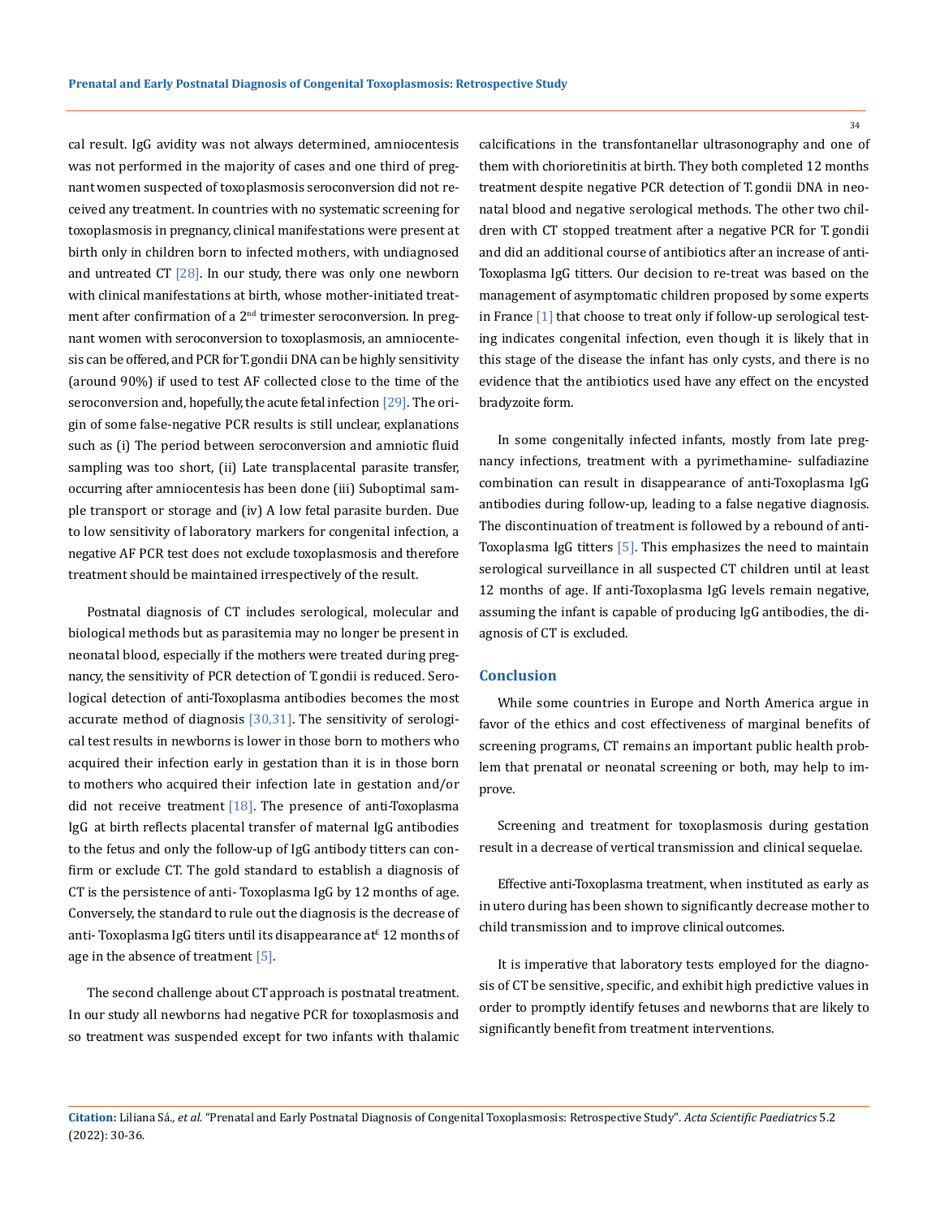cal result. IgG avidity was not always determined, amniocentesis was not performed in the majority of cases and one third of pregnant women suspected of toxoplasmosis seroconversion did not received any treatment. In countries with no systematic screening for toxoplasmosis in pregnancy, clinical manifestations were present at birth only in children born to infected mothers, with undiagnosed and untreated CT [28]. In our study, there was only one newborn with clinical manifestations at birth, whose mother-initiated treatment after confirmation of a 2nd trimester seroconversion. In pregnant women with seroconversion to toxoplasmosis, an amniocentesis can be offered, and PCR for T. gondii DNA can be highly sensitivity (around 90%) if used to test AF collected close to the time of the seroconversion and, hopefully, the acute fetal infection [29]. The origin of some false-negative PCR results is still unclear, explanations such as (i) The period between seroconversion and amniotic fluid sampling was too short, (ii) Late transplacental parasite transfer, occurring after amniocentesis has been done (iii) Suboptimal sample transport or storage and (iv) A low fetal parasite burden. Due to low sensitivity of laboratory markers for congenital infection, a negative AF PCR test does not exclude toxoplasmosis and therefore treatment should be maintained irrespectively of the result.

Postnatal diagnosis of CT includes serological, molecular and biological methods but as parasitemia may no longer be present in neonatal blood, especially if the mothers were treated during pregnancy, the sensitivity of PCR detection of T. gondii is reduced. Serological detection of anti-Toxoplasma antibodies becomes the most accurate method of diagnosis [30,31]. The sensitivity of serological test results in newborns is lower in those born to mothers who acquired their infection early in gestation than it is in those born to mothers who acquired their infection late in gestation and/or did not receive treatment [18]. The presence of anti-Toxoplasma IgG at birth reflects placental transfer of maternal IgG antibodies to the fetus and only the follow-up of IgG antibody titters can confirm or exclude CT. The gold standard to establish a diagnosis of CT is the persistence of anti- Toxoplasma IgG by 12 months of age. Conversely, the standard to rule out the diagnosis is the decrease of anti- Toxoplasma IgG titers until its disappearance at£ 12 months of age in the absence of treatment [5].

The second challenge about CT approach is postnatal treatment. In our study all newborns had negative PCR for toxoplasmosis and so treatment was suspended except for two infants with thalamic calcifications in the transfontanellar ultrasonography and one of them with chorioretinitis at birth. They both completed 12 months treatment despite negative PCR detection of T. gondii DNA in neonatal blood and negative serological methods. The other two children with CT stopped treatment after a negative PCR for T. gondii and did an additional course of antibiotics after an increase of anti-Toxoplasma IgG titters. Our decision to re-treat was based on the management of asymptomatic children proposed by some experts in France [1] that choose to treat only if follow-up serological testing indicates congenital infection, even though it is likely that in this stage of the disease the infant has only cysts, and there is no evidence that the antibiotics used have any effect on the encysted bradyzoite form.

In some congenitally infected infants, mostly from late pregnancy infections, treatment with a pyrimethamine- sulfadiazine combination can result in disappearance of anti-Toxoplasma IgG antibodies during follow-up, leading to a false negative diagnosis. The discontinuation of treatment is followed by a rebound of anti-Toxoplasma IgG titters [5]. This emphasizes the need to maintain serological surveillance in all suspected CT children until at least 12 months of age. If anti-Toxoplasma IgG levels remain negative, assuming the infant is capable of producing IgG antibodies, the diagnosis of CT is excluded.

## Conclusion

While some countries in Europe and North America argue in favor of the ethics and cost effectiveness of marginal benefits of screening programs, CT remains an important public health problem that prenatal or neonatal screening or both, may help to improve.

Screening and treatment for toxoplasmosis during gestation result in a decrease of vertical transmission and clinical sequelae.

Effective anti-Toxoplasma treatment, when instituted as early as in utero during has been shown to significantly decrease mother to child transmission and to improve clinical outcomes.

It is imperative that laboratory tests employed for the diagnosis of CT be sensitive, specific, and exhibit high predictive values in order to promptly identify fetuses and newborns that are likely to significantly benefit from treatment interventions.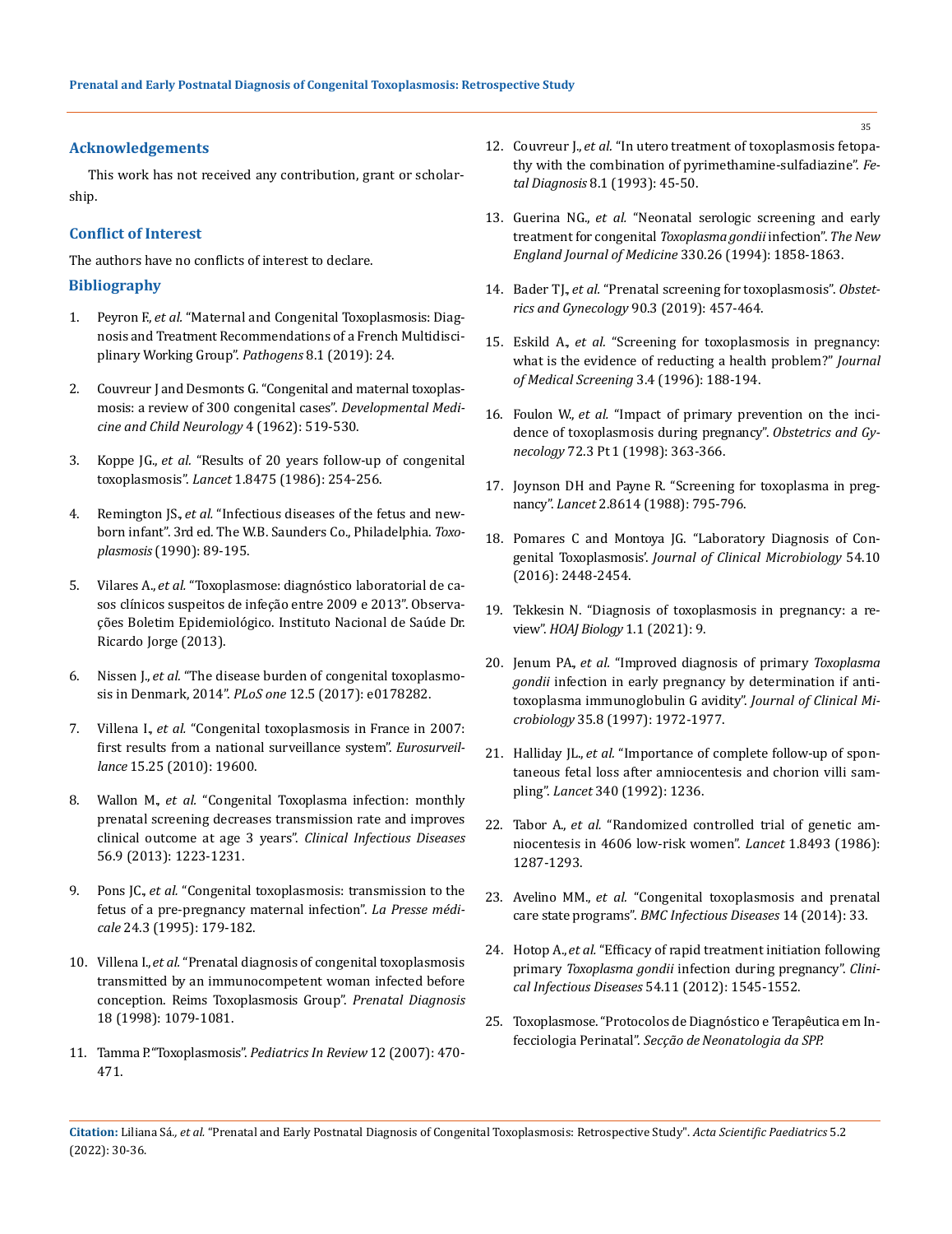## Acknowledgements

This work has not received any contribution, grant or scholarship.

## Conflict of Interest

The authors have no conflicts of interest to declare.

## Bibliography

1. Peyron F., *et al.* "Maternal and Congenital Toxoplasmosis: Diagnosis and Treatment Recommendations of a French Multidisciplinary Working Group". *Pathogens* 8.1 (2019): 24.
2. Couvreur J and Desmonts G. "Congenital and maternal toxoplasmosis: a review of 300 congenital cases". *Developmental Medicine and Child Neurology* 4 (1962): 519-530.
3. Koppe JG., *et al.* "Results of 20 years follow-up of congenital toxoplasmosis". *Lancet* 1.8475 (1986): 254-256.
4. Remington JS., *et al.* "Infectious diseases of the fetus and newborn infant". 3rd ed. The W.B. Saunders Co., Philadelphia. *Toxoplasmosis* (1990): 89-195.
5. Vilares A., *et al.* "Toxoplasmose: diagnóstico laboratorial de casos clínicos suspeitos de infeção entre 2009 e 2013". Observações Boletim Epidemiológico. Instituto Nacional de Saúde Dr. Ricardo Jorge (2013).
6. Nissen J., *et al.* "The disease burden of congenital toxoplasmosis in Denmark, 2014". *PLoS one* 12.5 (2017): e0178282.
7. Villena I., *et al.* "Congenital toxoplasmosis in France in 2007: first results from a national surveillance system". *Eurosurveillance* 15.25 (2010): 19600.
8. Wallon M., *et al.* "Congenital Toxoplasma infection: monthly prenatal screening decreases transmission rate and improves clinical outcome at age 3 years". *Clinical Infectious Diseases* 56.9 (2013): 1223-1231.
9. Pons JC., *et al.* "Congenital toxoplasmosis: transmission to the fetus of a pre-pregnancy maternal infection". *La Presse médicale* 24.3 (1995): 179-182.
10. Villena I., *et al.* "Prenatal diagnosis of congenital toxoplasmosis transmitted by an immunocompetent woman infected before conception. Reims Toxoplasmosis Group". *Prenatal Diagnosis* 18 (1998): 1079-1081.
11. Tamma P. "Toxoplasmosis". *Pediatrics In Review* 12 (2007): 470-471.
12. Couvreur J., *et al.* "In utero treatment of toxoplasmosis fetopathy with the combination of pyrimethamine-sulfadiazine". *Fetal Diagnosis* 8.1 (1993): 45-50.
13. Guerina NG., *et al.* "Neonatal serologic screening and early treatment for congenital *Toxoplasma gondii* infection". *The New England Journal of Medicine* 330.26 (1994): 1858-1863.
14. Bader TJ., *et al.* "Prenatal screening for toxoplasmosis". *Obstetrics and Gynecology* 90.3 (2019): 457-464.
15. Eskild A., *et al.* "Screening for toxoplasmosis in pregnancy: what is the evidence of reducting a health problem?" *Journal of Medical Screening* 3.4 (1996): 188-194.
16. Foulon W., *et al.* "Impact of primary prevention on the incidence of toxoplasmosis during pregnancy". *Obstetrics and Gynecology* 72.3 Pt 1 (1998): 363-366.
17. Joynson DH and Payne R. "Screening for toxoplasma in pregnancy". *Lancet* 2.8614 (1988): 795-796.
18. Pomares C and Montoya JG. "Laboratory Diagnosis of Congenital Toxoplasmosis'. *Journal of Clinical Microbiology* 54.10 (2016): 2448-2454.
19. Tekkesin N. "Diagnosis of toxoplasmosis in pregnancy: a review". *HOAJ Biology* 1.1 (2021): 9.
20. Jenum PA., *et al.* "Improved diagnosis of primary *Toxoplasma gondii* infection in early pregnancy by determination if antitoxoplasma immunoglobulin G avidity". *Journal of Clinical Microbiology* 35.8 (1997): 1972-1977.
21. Halliday JL., *et al.* "Importance of complete follow-up of spontaneous fetal loss after amniocentesis and chorion villi sampling". *Lancet* 340 (1992): 1236.
22. Tabor A., *et al.* "Randomized controlled trial of genetic amniocentesis in 4606 low-risk women". *Lancet* 1.8493 (1986): 1287-1293.
23. Avelino MM., *et al.* "Congenital toxoplasmosis and prenatal care state programs". *BMC Infectious Diseases* 14 (2014): 33.
24. Hotop A., *et al.* "Efficacy of rapid treatment initiation following primary *Toxoplasma gondii* infection during pregnancy". *Clinical Infectious Diseases* 54.11 (2012): 1545-1552.
25. Toxoplasmose. "Protocolos de Diagnóstico e Terapêutica em Infecciologia Perinatal". *Secção de Neonatologia da SPP.*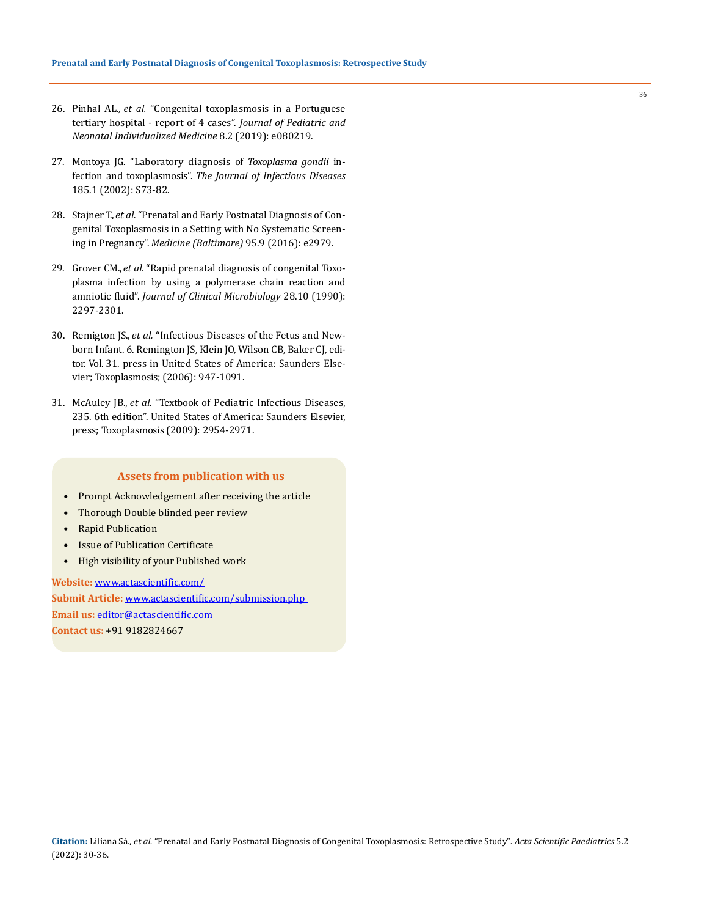26. Pinhal AL., *et al.* "Congenital toxoplasmosis in a Portuguese tertiary hospital - report of 4 cases". *Journal of Pediatric and Neonatal Individualized Medicine* 8.2 (2019): e080219.

27. Montoya JG. "Laboratory diagnosis of *Toxoplasma gondii* infection and toxoplasmosis". *The Journal of Infectious Diseases* 185.1 (2002): S73-82.

28. Stajner T., *et al.* "Prenatal and Early Postnatal Diagnosis of Congenital Toxoplasmosis in a Setting with No Systematic Screening in Pregnancy". *Medicine (Baltimore)* 95.9 (2016): e2979.

29. Grover CM., *et al.* "Rapid prenatal diagnosis of congenital Toxoplasma infection by using a polymerase chain reaction and amniotic fluid". *Journal of Clinical Microbiology* 28.10 (1990): 2297-2301.

30. Remigton JS., *et al.* "Infectious Diseases of the Fetus and Newborn Infant. 6. Remington JS, Klein JO, Wilson CB, Baker CJ, editor. Vol. 31. press in United States of America: Saunders Elsevier; Toxoplasmosis; (2006): 947-1091.

31. McAuley JB., *et al.* "Textbook of Pediatric Infectious Diseases, 235. 6th edition". United States of America: Saunders Elsevier, press; Toxoplasmosis (2009): 2954-2971.

**Assets from publication with us**

- Prompt Acknowledgement after receiving the article
- Thorough Double blinded peer review
- Rapid Publication
- Issue of Publication Certificate
- High visibility of your Published work

**Website:** www.actascientific.com/
**Submit Article:** www.actascientific.com/submission.php
**Email us:** editor@actascientific.com
**Contact us:** +91 9182824667